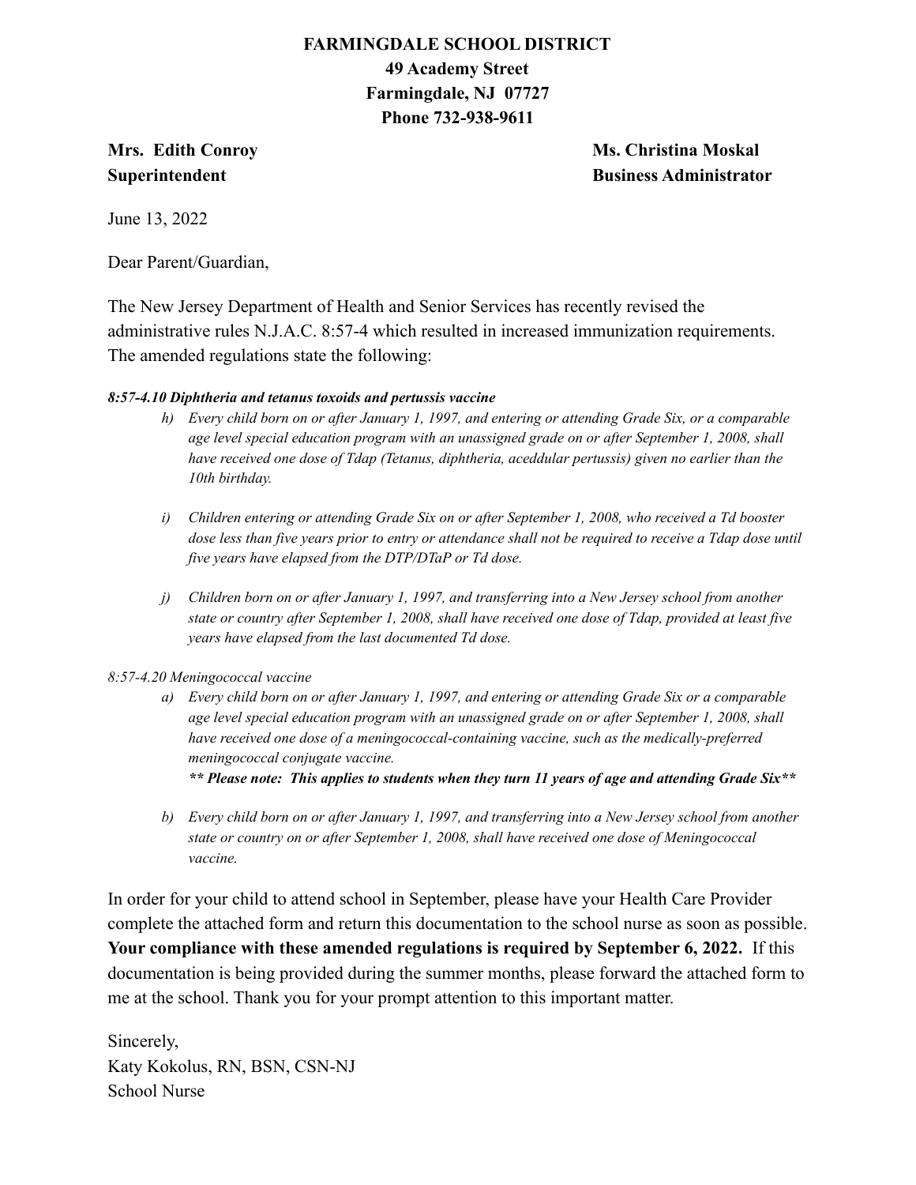**FARMINGDALE SCHOOL DISTRICT**
**49 Academy Street**
**Farmingdale, NJ 07727**
**Phone 732-938-9611**

**Mrs. Edith Conroy**
**Superintendent**

**Ms. Christina Moskal**
**Business Administrator**

June 13, 2022

Dear Parent/Guardian,

The New Jersey Department of Health and Senior Services has recently revised the administrative rules N.J.A.C. 8:57-4 which resulted in increased immunization requirements. The amended regulations state the following:

***8:57-4.10 Diphtheria and tetanus toxoids and pertussis vaccine***

*h) Every child born on or after January 1, 1997, and entering or attending Grade Six, or a comparable age level special education program with an unassigned grade on or after September 1, 2008, shall have received one dose of Tdap (Tetanus, diphtheria, aceddular pertussis) given no earlier than the 10th birthday.*

*i) Children entering or attending Grade Six on or after September 1, 2008, who received a Td booster dose less than five years prior to entry or attendance shall not be required to receive a Tdap dose until five years have elapsed from the DTP/DTaP or Td dose.*

*j) Children born on or after January 1, 1997, and transferring into a New Jersey school from another state or country after September 1, 2008, shall have received one dose of Tdap, provided at least five years have elapsed from the last documented Td dose.*

*8:57-4.20 Meningococcal vaccine*

*a) Every child born on or after January 1, 1997, and entering or attending Grade Six or a comparable age level special education program with an unassigned grade on or after September 1, 2008, shall have received one dose of a meningococcal-containing vaccine, such as the medically-preferred meningococcal conjugate vaccine.*
***\*\* Please note: This applies to students when they turn 11 years of age and attending Grade Six\*\****

*b) Every child born on or after January 1, 1997, and transferring into a New Jersey school from another state or country on or after September 1, 2008, shall have received one dose of Meningococcal vaccine.*

In order for your child to attend school in September, please have your Health Care Provider complete the attached form and return this documentation to the school nurse as soon as possible. **Your compliance with these amended regulations is required by September 6, 2022.** If this documentation is being provided during the summer months, please forward the attached form to me at the school. Thank you for your prompt attention to this important matter.

Sincerely,
Katy Kokolus, RN, BSN, CSN-NJ
School Nurse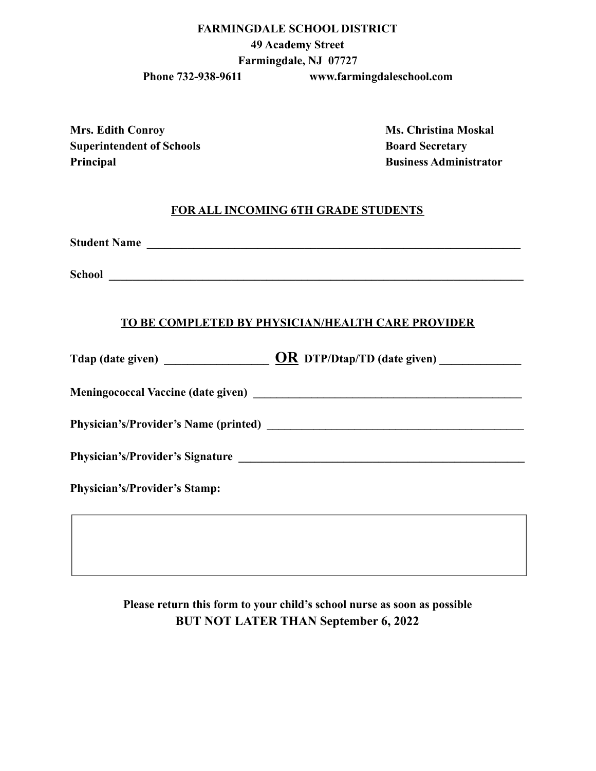**FARMINGDALE SCHOOL DISTRICT**
**49 Academy Street**
**Farmingdale, NJ 07727**
**Phone 732-938-9611 www.farmingdaleschool.com**

**Mrs. Edith Conroy**
**Superintendent of Schools**
**Principal**

**Ms. Christina Moskal**
**Board Secretary**
**Business Administrator**

## FOR ALL INCOMING 6TH GRADE STUDENTS

**Student Name** ______________________________________________________________________

**School** __________________________________________________________________________

## TO BE COMPLETED BY PHYSICIAN/HEALTH CARE PROVIDER

**Tdap (date given)** __________________ **OR** **DTP/Dtap/TD (date given)** ______________

**Meningococcal Vaccine (date given)** ________________________________________________

**Physician's/Provider's Name (printed)** ______________________________________________

**Physician's/Provider's Signature** __________________________________________________

**Physician's/Provider's Stamp:**

**Please return this form to your child's school nurse as soon as possible**
**BUT NOT LATER THAN September 6, 2022**